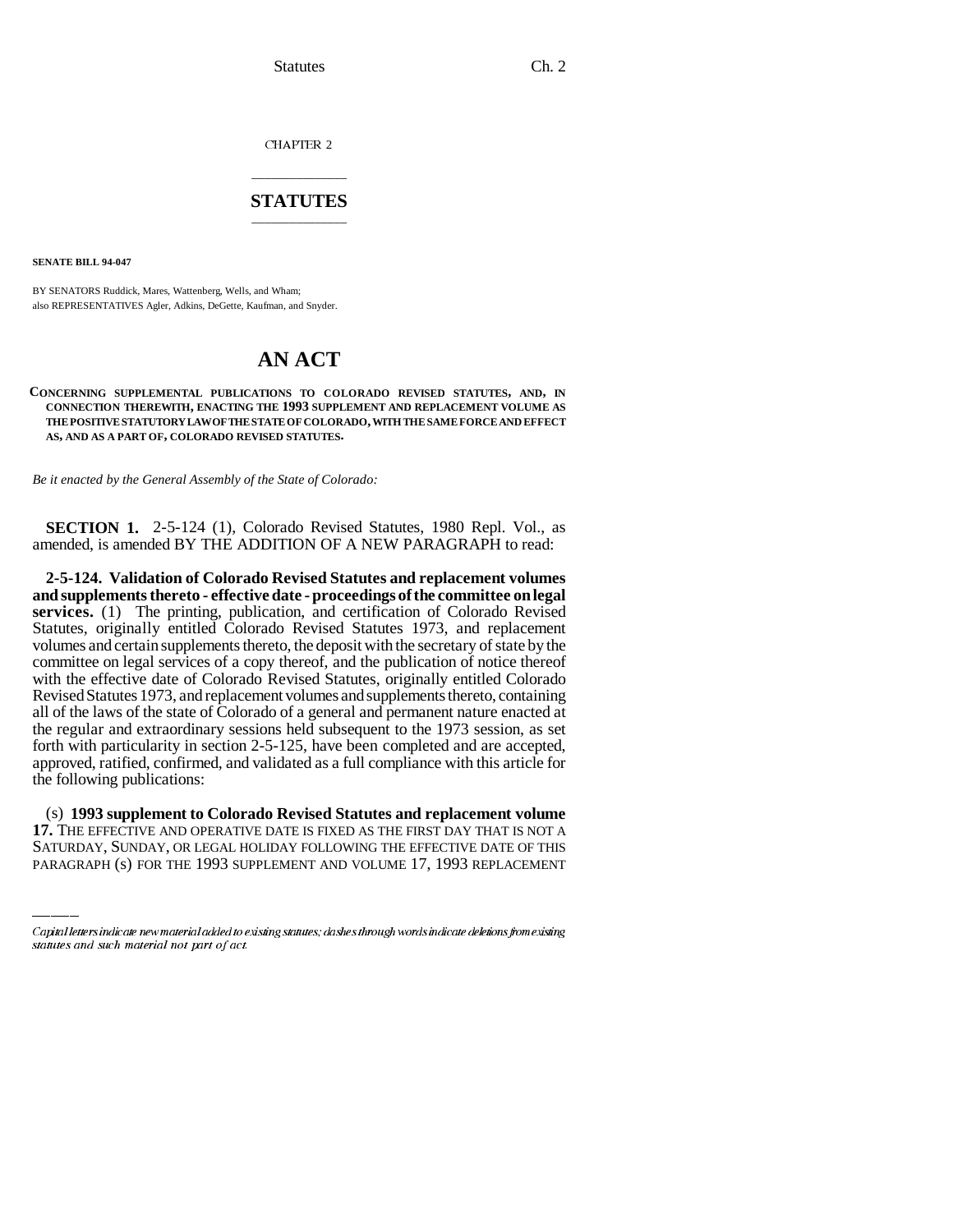CHAPTER 2

# STATUTES

**SENATE BILL 94-047**

BY SENATORS Ruddick, Mares, Wattenberg, Wells, and Wham;
also REPRESENTATIVES Agler, Adkins, DeGette, Kaufman, and Snyder.

# AN ACT

CONCERNING SUPPLEMENTAL PUBLICATIONS TO COLORADO REVISED STATUTES, AND, IN CONNECTION THEREWITH, ENACTING THE 1993 SUPPLEMENT AND REPLACEMENT VOLUME AS THE POSITIVE STATUTORY LAW OF THE STATE OF COLORADO, WITH THE SAME FORCE AND EFFECT AS, AND AS A PART OF, COLORADO REVISED STATUTES.

*Be it enacted by the General Assembly of the State of Colorado:*

**SECTION 1.** 2-5-124 (1), Colorado Revised Statutes, 1980 Repl. Vol., as amended, is amended BY THE ADDITION OF A NEW PARAGRAPH to read:

**2-5-124. Validation of Colorado Revised Statutes and replacement volumes and supplements thereto - effective date - proceedings of the committee on legal services.** (1) The printing, publication, and certification of Colorado Revised Statutes, originally entitled Colorado Revised Statutes 1973, and replacement volumes and certain supplements thereto, the deposit with the secretary of state by the committee on legal services of a copy thereof, and the publication of notice thereof with the effective date of Colorado Revised Statutes, originally entitled Colorado Revised Statutes 1973, and replacement volumes and supplements thereto, containing all of the laws of the state of Colorado of a general and permanent nature enacted at the regular and extraordinary sessions held subsequent to the 1973 session, as set forth with particularity in section 2-5-125, have been completed and are accepted, approved, ratified, confirmed, and validated as a full compliance with this article for the following publications:

(s) **1993 supplement to Colorado Revised Statutes and replacement volume 17.** THE EFFECTIVE AND OPERATIVE DATE IS FIXED AS THE FIRST DAY THAT IS NOT A SATURDAY, SUNDAY, OR LEGAL HOLIDAY FOLLOWING THE EFFECTIVE DATE OF THIS PARAGRAPH (s) FOR THE 1993 SUPPLEMENT AND VOLUME 17, 1993 REPLACEMENT

Capital letters indicate new material added to existing statutes; dashes through words indicate deletions from existing statutes and such material not part of act.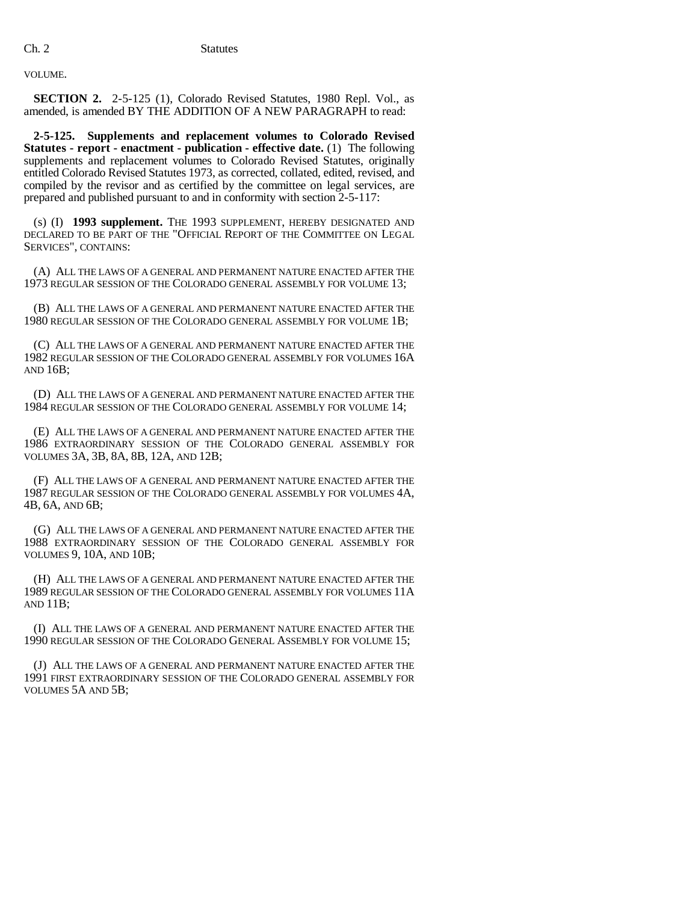VOLUME.

**SECTION 2.** 2-5-125 (1), Colorado Revised Statutes, 1980 Repl. Vol., as amended, is amended BY THE ADDITION OF A NEW PARAGRAPH to read:

**2-5-125. Supplements and replacement volumes to Colorado Revised Statutes - report - enactment - publication - effective date.** (1) The following supplements and replacement volumes to Colorado Revised Statutes, originally entitled Colorado Revised Statutes 1973, as corrected, collated, edited, revised, and compiled by the revisor and as certified by the committee on legal services, are prepared and published pursuant to and in conformity with section 2-5-117:

(s) (I) **1993 supplement.** THE 1993 SUPPLEMENT, HEREBY DESIGNATED AND DECLARED TO BE PART OF THE "OFFICIAL REPORT OF THE COMMITTEE ON LEGAL SERVICES", CONTAINS:

(A) ALL THE LAWS OF A GENERAL AND PERMANENT NATURE ENACTED AFTER THE 1973 REGULAR SESSION OF THE COLORADO GENERAL ASSEMBLY FOR VOLUME 13;

(B) ALL THE LAWS OF A GENERAL AND PERMANENT NATURE ENACTED AFTER THE 1980 REGULAR SESSION OF THE COLORADO GENERAL ASSEMBLY FOR VOLUME 1B;

(C) ALL THE LAWS OF A GENERAL AND PERMANENT NATURE ENACTED AFTER THE 1982 REGULAR SESSION OF THE COLORADO GENERAL ASSEMBLY FOR VOLUMES 16A AND 16B;

(D) ALL THE LAWS OF A GENERAL AND PERMANENT NATURE ENACTED AFTER THE 1984 REGULAR SESSION OF THE COLORADO GENERAL ASSEMBLY FOR VOLUME 14;

(E) ALL THE LAWS OF A GENERAL AND PERMANENT NATURE ENACTED AFTER THE 1986 EXTRAORDINARY SESSION OF THE COLORADO GENERAL ASSEMBLY FOR VOLUMES 3A, 3B, 8A, 8B, 12A, AND 12B;

(F) ALL THE LAWS OF A GENERAL AND PERMANENT NATURE ENACTED AFTER THE 1987 REGULAR SESSION OF THE COLORADO GENERAL ASSEMBLY FOR VOLUMES 4A, 4B, 6A, AND 6B;

(G) ALL THE LAWS OF A GENERAL AND PERMANENT NATURE ENACTED AFTER THE 1988 EXTRAORDINARY SESSION OF THE COLORADO GENERAL ASSEMBLY FOR VOLUMES 9, 10A, AND 10B;

(H) ALL THE LAWS OF A GENERAL AND PERMANENT NATURE ENACTED AFTER THE 1989 REGULAR SESSION OF THE COLORADO GENERAL ASSEMBLY FOR VOLUMES 11A AND 11B;

(I) ALL THE LAWS OF A GENERAL AND PERMANENT NATURE ENACTED AFTER THE 1990 REGULAR SESSION OF THE COLORADO GENERAL ASSEMBLY FOR VOLUME 15;

(J) ALL THE LAWS OF A GENERAL AND PERMANENT NATURE ENACTED AFTER THE 1991 FIRST EXTRAORDINARY SESSION OF THE COLORADO GENERAL ASSEMBLY FOR VOLUMES 5A AND 5B;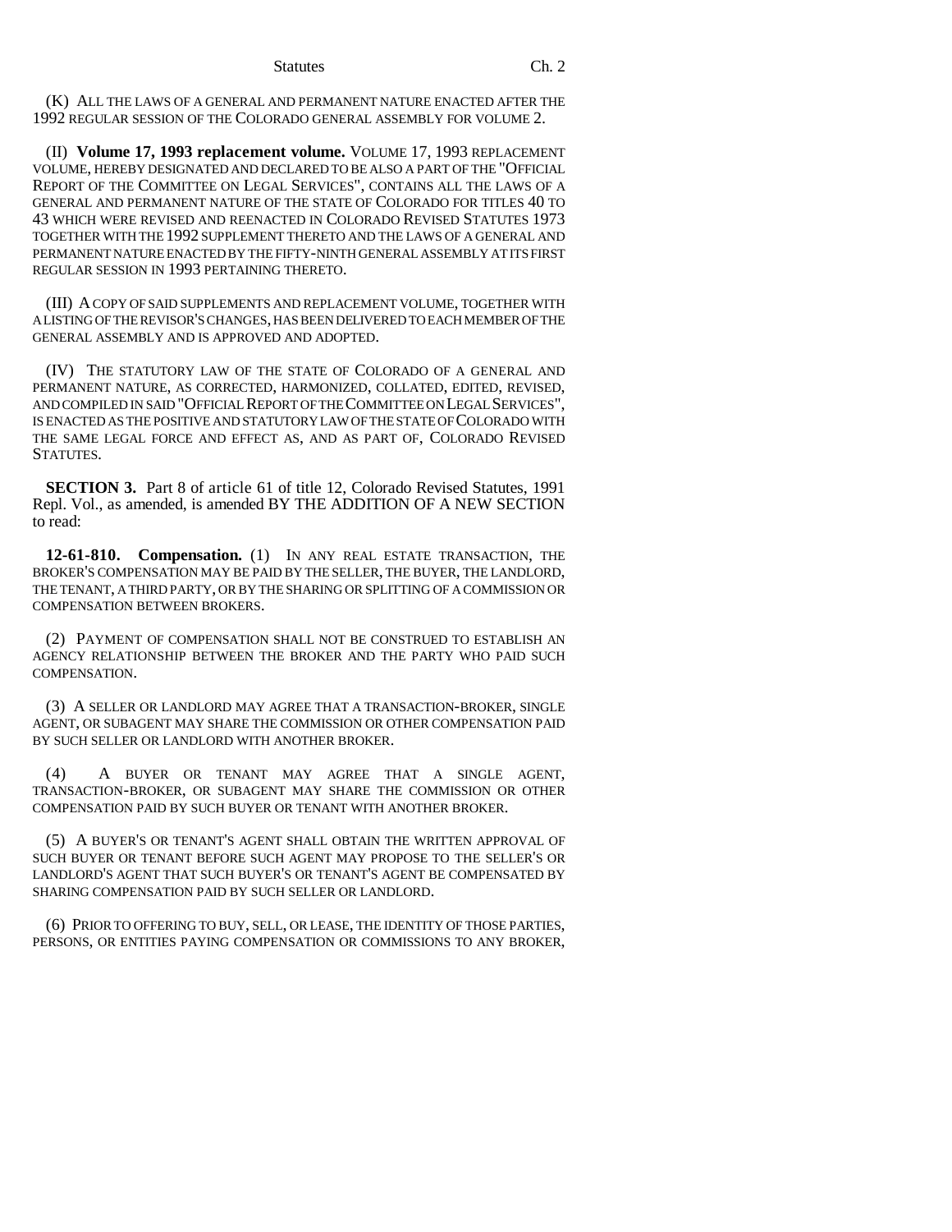(K) ALL THE LAWS OF A GENERAL AND PERMANENT NATURE ENACTED AFTER THE 1992 REGULAR SESSION OF THE COLORADO GENERAL ASSEMBLY FOR VOLUME 2.

(II) **Volume 17, 1993 replacement volume.** VOLUME 17, 1993 REPLACEMENT VOLUME, HEREBY DESIGNATED AND DECLARED TO BE ALSO A PART OF THE "OFFICIAL REPORT OF THE COMMITTEE ON LEGAL SERVICES", CONTAINS ALL THE LAWS OF A GENERAL AND PERMANENT NATURE OF THE STATE OF COLORADO FOR TITLES 40 TO 43 WHICH WERE REVISED AND REENACTED IN COLORADO REVISED STATUTES 1973 TOGETHER WITH THE 1992 SUPPLEMENT THERETO AND THE LAWS OF A GENERAL AND PERMANENT NATURE ENACTED BY THE FIFTY-NINTH GENERAL ASSEMBLY AT ITS FIRST REGULAR SESSION IN 1993 PERTAINING THERETO.

(III) A COPY OF SAID SUPPLEMENTS AND REPLACEMENT VOLUME, TOGETHER WITH A LISTING OF THE REVISOR'S CHANGES, HAS BEEN DELIVERED TO EACH MEMBER OF THE GENERAL ASSEMBLY AND IS APPROVED AND ADOPTED.

(IV) THE STATUTORY LAW OF THE STATE OF COLORADO OF A GENERAL AND PERMANENT NATURE, AS CORRECTED, HARMONIZED, COLLATED, EDITED, REVISED, AND COMPILED IN SAID "OFFICIAL REPORT OF THE COMMITTEE ON LEGAL SERVICES", IS ENACTED AS THE POSITIVE AND STATUTORY LAW OF THE STATE OF COLORADO WITH THE SAME LEGAL FORCE AND EFFECT AS, AND AS PART OF, COLORADO REVISED STATUTES.

**SECTION 3.** Part 8 of article 61 of title 12, Colorado Revised Statutes, 1991 Repl. Vol., as amended, is amended BY THE ADDITION OF A NEW SECTION to read:

**12-61-810. Compensation.** (1) IN ANY REAL ESTATE TRANSACTION, THE BROKER'S COMPENSATION MAY BE PAID BY THE SELLER, THE BUYER, THE LANDLORD, THE TENANT, A THIRD PARTY, OR BY THE SHARING OR SPLITTING OF A COMMISSION OR COMPENSATION BETWEEN BROKERS.

(2) PAYMENT OF COMPENSATION SHALL NOT BE CONSTRUED TO ESTABLISH AN AGENCY RELATIONSHIP BETWEEN THE BROKER AND THE PARTY WHO PAID SUCH COMPENSATION.

(3) A SELLER OR LANDLORD MAY AGREE THAT A TRANSACTION-BROKER, SINGLE AGENT, OR SUBAGENT MAY SHARE THE COMMISSION OR OTHER COMPENSATION PAID BY SUCH SELLER OR LANDLORD WITH ANOTHER BROKER.

(4) A BUYER OR TENANT MAY AGREE THAT A SINGLE AGENT, TRANSACTION-BROKER, OR SUBAGENT MAY SHARE THE COMMISSION OR OTHER COMPENSATION PAID BY SUCH BUYER OR TENANT WITH ANOTHER BROKER.

(5) A BUYER'S OR TENANT'S AGENT SHALL OBTAIN THE WRITTEN APPROVAL OF SUCH BUYER OR TENANT BEFORE SUCH AGENT MAY PROPOSE TO THE SELLER'S OR LANDLORD'S AGENT THAT SUCH BUYER'S OR TENANT'S AGENT BE COMPENSATED BY SHARING COMPENSATION PAID BY SUCH SELLER OR LANDLORD.

(6) PRIOR TO OFFERING TO BUY, SELL, OR LEASE, THE IDENTITY OF THOSE PARTIES, PERSONS, OR ENTITIES PAYING COMPENSATION OR COMMISSIONS TO ANY BROKER,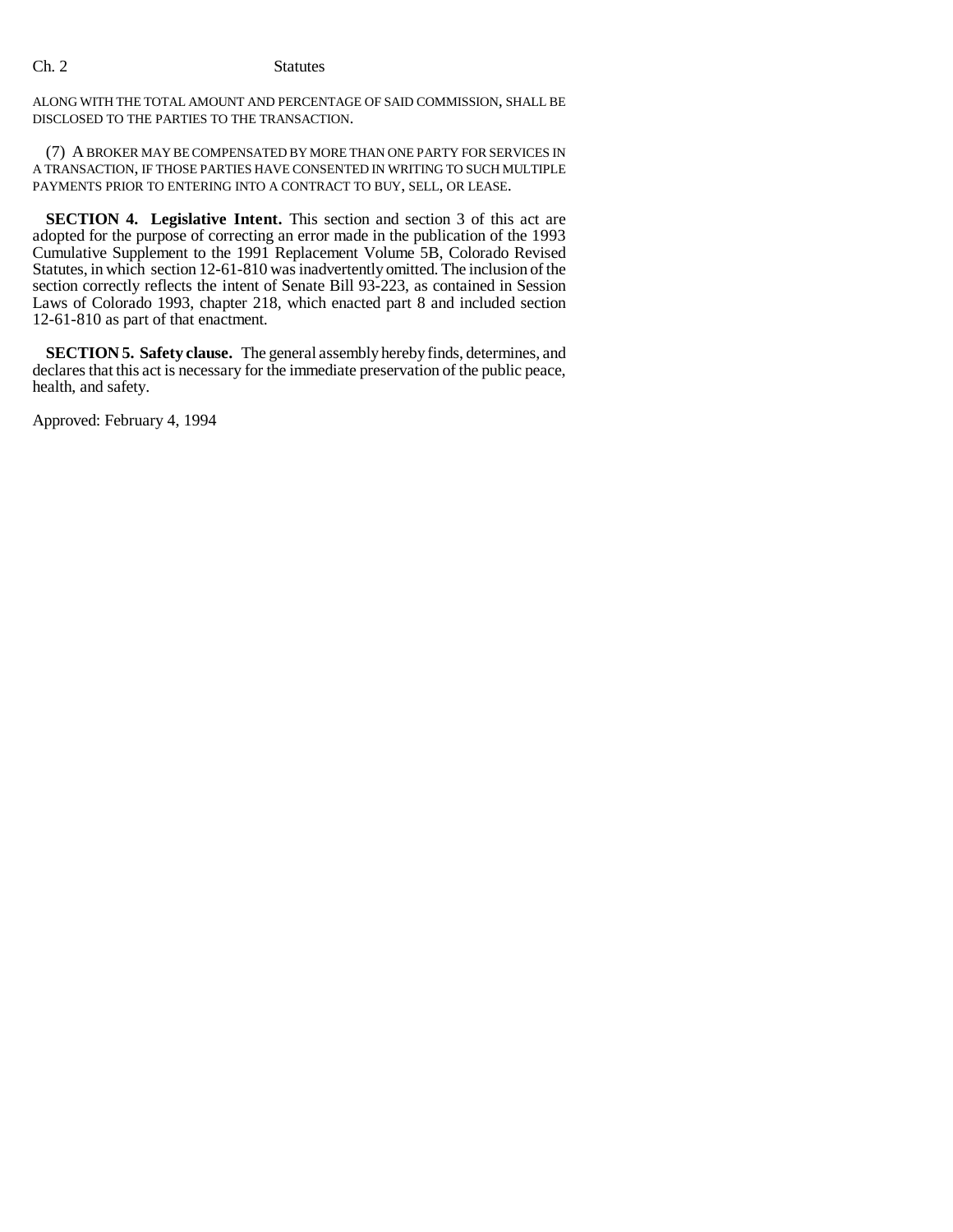ALONG WITH THE TOTAL AMOUNT AND PERCENTAGE OF SAID COMMISSION, SHALL BE DISCLOSED TO THE PARTIES TO THE TRANSACTION.

(7) A BROKER MAY BE COMPENSATED BY MORE THAN ONE PARTY FOR SERVICES IN A TRANSACTION, IF THOSE PARTIES HAVE CONSENTED IN WRITING TO SUCH MULTIPLE PAYMENTS PRIOR TO ENTERING INTO A CONTRACT TO BUY, SELL, OR LEASE.

**SECTION 4. Legislative Intent.** This section and section 3 of this act are adopted for the purpose of correcting an error made in the publication of the 1993 Cumulative Supplement to the 1991 Replacement Volume 5B, Colorado Revised Statutes, in which section 12-61-810 was inadvertently omitted. The inclusion of the section correctly reflects the intent of Senate Bill 93-223, as contained in Session Laws of Colorado 1993, chapter 218, which enacted part 8 and included section 12-61-810 as part of that enactment.

**SECTION 5. Safety clause.** The general assembly hereby finds, determines, and declares that this act is necessary for the immediate preservation of the public peace, health, and safety.

Approved: February 4, 1994